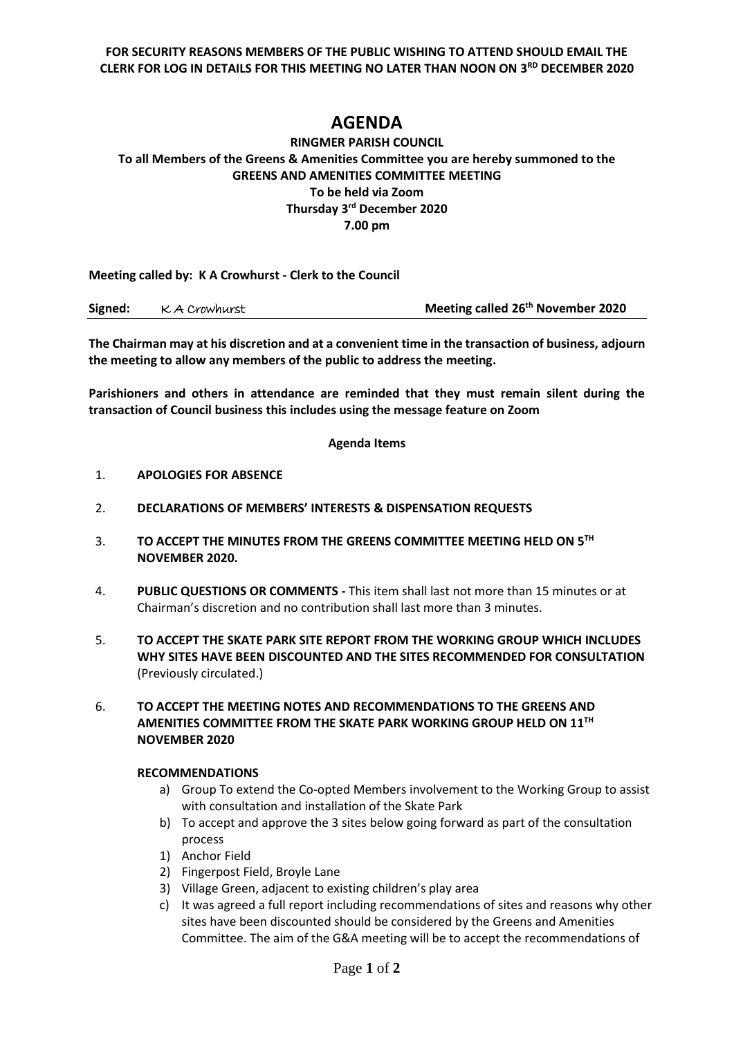**FOR SECURITY REASONS MEMBERS OF THE PUBLIC WISHING TO ATTEND SHOULD EMAIL THE CLERK FOR LOG IN DETAILS FOR THIS MEETING NO LATER THAN NOON ON 3RD DECEMBER 2020**

# AGENDA

**RINGMER PARISH COUNCIL**
**To all Members of the Greens & Amenities Committee you are hereby summoned to the GREENS AND AMENITIES COMMITTEE MEETING**
**To be held via Zoom**
**Thursday 3rd December 2020**
**7.00 pm**

**Meeting called by: K A Crowhurst - Clerk to the Council**

**Signed:** K A Crowhurst **Meeting called 26th November 2020**

**The Chairman may at his discretion and at a convenient time in the transaction of business, adjourn the meeting to allow any members of the public to address the meeting.**

**Parishioners and others in attendance are reminded that they must remain silent during the transaction of Council business this includes using the message feature on Zoom**

**Agenda Items**

1. **APOLOGIES FOR ABSENCE**

2. **DECLARATIONS OF MEMBERS' INTERESTS & DISPENSATION REQUESTS**

3. **TO ACCEPT THE MINUTES FROM THE GREENS COMMITTEE MEETING HELD ON 5TH NOVEMBER 2020.**

4. **PUBLIC QUESTIONS OR COMMENTS -** This item shall last not more than 15 minutes or at Chairman's discretion and no contribution shall last more than 3 minutes.

5. **TO ACCEPT THE SKATE PARK SITE REPORT FROM THE WORKING GROUP WHICH INCLUDES WHY SITES HAVE BEEN DISCOUNTED AND THE SITES RECOMMENDED FOR CONSULTATION** (Previously circulated.)

6. **TO ACCEPT THE MEETING NOTES AND RECOMMENDATIONS TO THE GREENS AND AMENITIES COMMITTEE FROM THE SKATE PARK WORKING GROUP HELD ON 11TH NOVEMBER 2020**

   **RECOMMENDATIONS**

   a) Group To extend the Co-opted Members involvement to the Working Group to assist with consultation and installation of the Skate Park
   b) To accept and approve the 3 sites below going forward as part of the consultation process
   1) Anchor Field
   2) Fingerpost Field, Broyle Lane
   3) Village Green, adjacent to existing children's play area
   c) It was agreed a full report including recommendations of sites and reasons why other sites have been discounted should be considered by the Greens and Amenities Committee. The aim of the G&A meeting will be to accept the recommendations of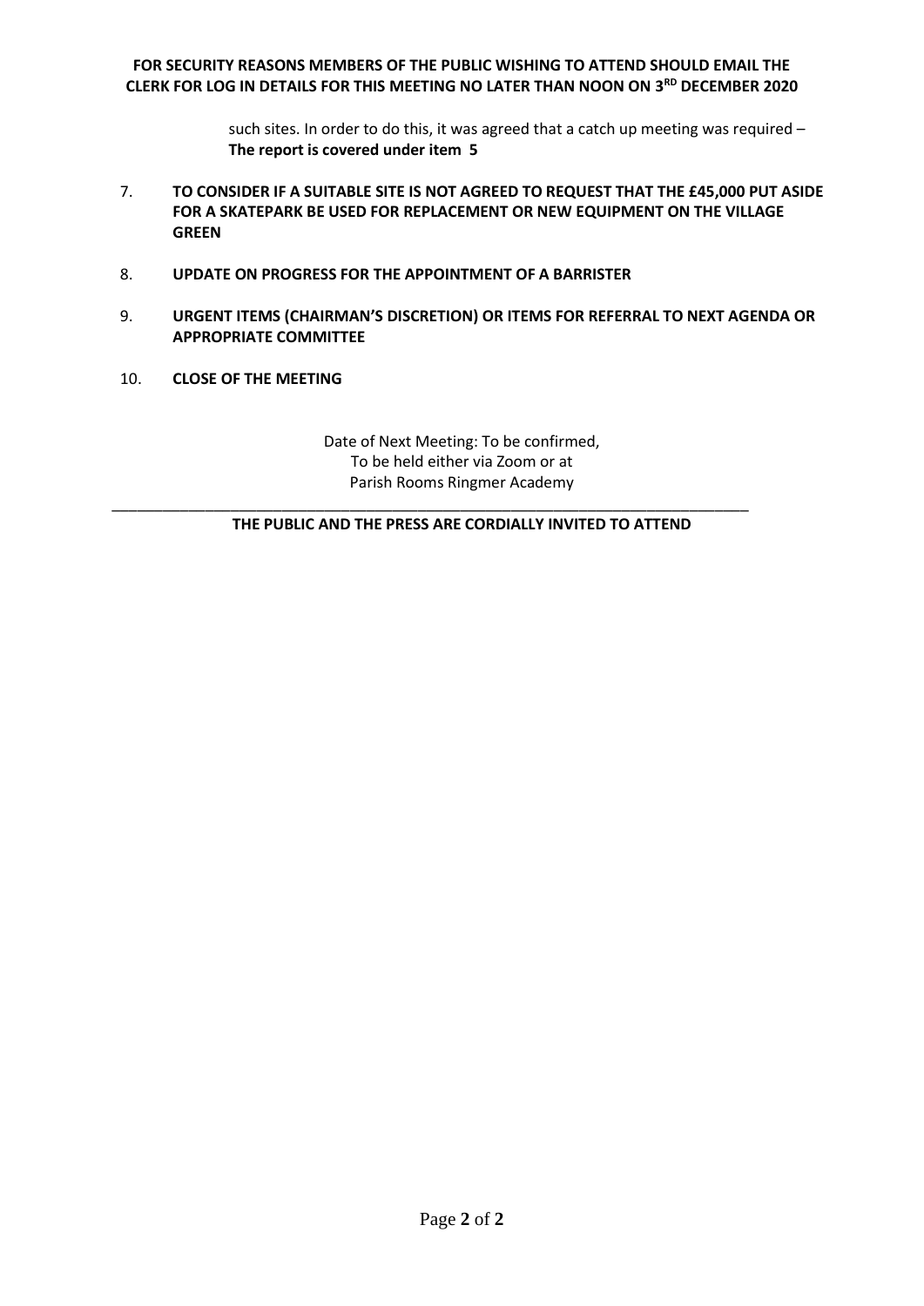such sites. In order to do this, it was agreed that a catch up meeting was required – **The report is covered under item 5**

7. **TO CONSIDER IF A SUITABLE SITE IS NOT AGREED TO REQUEST THAT THE £45,000 PUT ASIDE FOR A SKATEPARK BE USED FOR REPLACEMENT OR NEW EQUIPMENT ON THE VILLAGE GREEN**

8. **UPDATE ON PROGRESS FOR THE APPOINTMENT OF A BARRISTER**

9. **URGENT ITEMS (CHAIRMAN'S DISCRETION) OR ITEMS FOR REFERRAL TO NEXT AGENDA OR APPROPRIATE COMMITTEE**

10. **CLOSE OF THE MEETING**

Date of Next Meeting: To be confirmed,
To be held either via Zoom or at
Parish Rooms Ringmer Academy

---

**THE PUBLIC AND THE PRESS ARE CORDIALLY INVITED TO ATTEND**